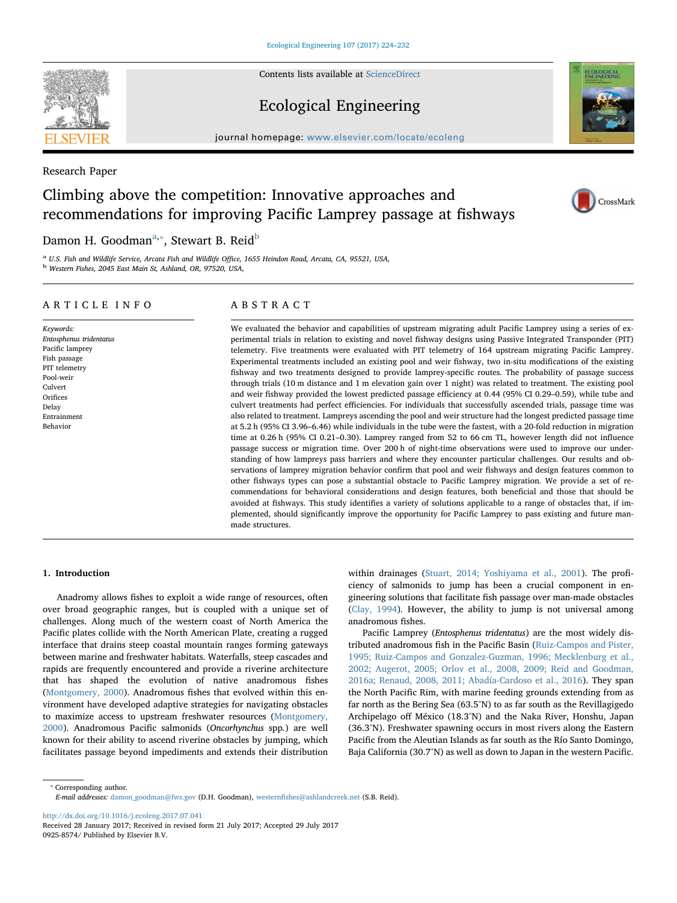Research Paper

# Climbing above the competition: Innovative approaches and recommendations for improving Pacific Lamprey passage at fishways

Damon H. Goodman[a,*], Stewart B. Reid[b]

[a] U.S. Fish and Wildlife Service, Arcata Fish and Wildlife Office, 1655 Heindon Road, Arcata, CA, 95521, USA,
[b] Western Fishes, 2045 East Main St, Ashland, OR, 97520, USA,

## ARTICLE INFO

*Keywords:*
*Entosphenus tridentatus*
Pacific lamprey
Fish passage
PIT telemetry
Pool-weir
Culvert
Orifices
Delay
Entrainment
Behavior

## ABSTRACT

We evaluated the behavior and capabilities of upstream migrating adult Pacific Lamprey using a series of experimental trials in relation to existing and novel fishway designs using Passive Integrated Transponder (PIT) telemetry. Five treatments were evaluated with PIT telemetry of 164 upstream migrating Pacific Lamprey. Experimental treatments included an existing pool and weir fishway, two in-situ modifications of the existing fishway and two treatments designed to provide lamprey-specific routes. The probability of passage success through trials (10 m distance and 1 m elevation gain over 1 night) was related to treatment. The existing pool and weir fishway provided the lowest predicted passage efficiency at 0.44 (95% CI 0.29–0.59), while tube and culvert treatments had perfect efficiencies. For individuals that successfully ascended trials, passage time was also related to treatment. Lampreys ascending the pool and weir structure had the longest predicted passage time at 5.2 h (95% CI 3.96–6.46) while individuals in the tube were the fastest, with a 20-fold reduction in migration time at 0.26 h (95% CI 0.21–0.30). Lamprey ranged from 52 to 66 cm TL, however length did not influence passage success or migration time. Over 200 h of night-time observations were used to improve our understanding of how lampreys pass barriers and where they encounter particular challenges. Our results and observations of lamprey migration behavior confirm that pool and weir fishways and design features common to other fishways types can pose a substantial obstacle to Pacific Lamprey migration. We provide a set of recommendations for behavioral considerations and design features, both beneficial and those that should be avoided at fishways. This study identifies a variety of solutions applicable to a range of obstacles that, if implemented, should significantly improve the opportunity for Pacific Lamprey to pass existing and future man-made structures.

## 1. Introduction

Anadromy allows fishes to exploit a wide range of resources, often over broad geographic ranges, but is coupled with a unique set of challenges. Along much of the western coast of North America the Pacific plates collide with the North American Plate, creating a rugged interface that drains steep coastal mountain ranges forming gateways between marine and freshwater habitats. Waterfalls, steep cascades and rapids are frequently encountered and provide a riverine architecture that has shaped the evolution of native anadromous fishes (Montgomery, 2000). Anadromous fishes that evolved within this environment have developed adaptive strategies for navigating obstacles to maximize access to upstream freshwater resources (Montgomery, 2000). Anadromous Pacific salmonids (*Oncorhynchus* spp.) are well known for their ability to ascend riverine obstacles by jumping, which facilitates passage beyond impediments and extends their distribution within drainages (Stuart, 2014; Yoshiyama et al., 2001). The proficiency of salmonids to jump has been a crucial component in engineering solutions that facilitate fish passage over man-made obstacles (Clay, 1994). However, the ability to jump is not universal among anadromous fishes.

Pacific Lamprey (*Entosphenus tridentatus*) are the most widely distributed anadromous fish in the Pacific Basin (Ruiz-Campos and Pister, 1995; Ruiz-Campos and Gonzalez-Guzman, 1996; Mecklenburg et al., 2002; Augerot, 2005; Orlov et al., 2008, 2009; Reid and Goodman, 2016a; Renaud, 2008, 2011; Abadía-Cardoso et al., 2016). They span the North Pacific Rim, with marine feeding grounds extending from as far north as the Bering Sea (63.5°N) to as far south as the Revillagigedo Archipelago off México (18.3°N) and the Naka River, Honshu, Japan (36.3°N). Freshwater spawning occurs in most rivers along the Eastern Pacific from the Aleutian Islands as far south as the Río Santo Domingo, Baja California (30.7°N) as well as down to Japan in the western Pacific.

* Corresponding author.
*E-mail addresses:* damon_goodman@fws.gov (D.H. Goodman), westernfishes@ashlandcreek.net (S.B. Reid).

http://dx.doi.org/10.1016/j.ecoleng.2017.07.041
Received 28 January 2017; Received in revised form 21 July 2017; Accepted 29 July 2017
0925-8574/ Published by Elsevier B.V.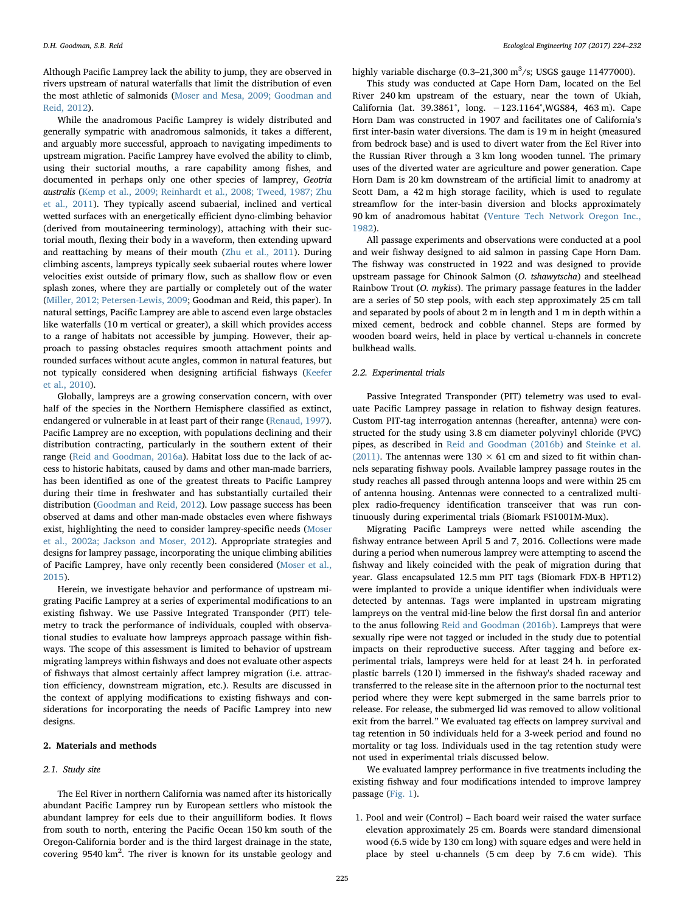Although Pacific Lamprey lack the ability to jump, they are observed in rivers upstream of natural waterfalls that limit the distribution of even the most athletic of salmonids (Moser and Mesa, 2009; Goodman and Reid, 2012).

While the anadromous Pacific Lamprey is widely distributed and generally sympatric with anadromous salmonids, it takes a different, and arguably more successful, approach to navigating impediments to upstream migration. Pacific Lamprey have evolved the ability to climb, using their suctorial mouths, a rare capability among fishes, and documented in perhaps only one other species of lamprey, *Geotria australis* (Kemp et al., 2009; Reinhardt et al., 2008; Tweed, 1987; Zhu et al., 2011). They typically ascend subaerial, inclined and vertical wetted surfaces with an energetically efficient dyno-climbing behavior (derived from moutaineering terminology), attaching with their suctorial mouth, flexing their body in a waveform, then extending upward and reattaching by means of their mouth (Zhu et al., 2011). During climbing ascents, lampreys typically seek subaerial routes where lower velocities exist outside of primary flow, such as shallow flow or even splash zones, where they are partially or completely out of the water (Miller, 2012; Petersen-Lewis, 2009; Goodman and Reid, this paper). In natural settings, Pacific Lamprey are able to ascend even large obstacles like waterfalls (10 m vertical or greater), a skill which provides access to a range of habitats not accessible by jumping. However, their approach to passing obstacles requires smooth attachment points and rounded surfaces without acute angles, common in natural features, but not typically considered when designing artificial fishways (Keefer et al., 2010).

Globally, lampreys are a growing conservation concern, with over half of the species in the Northern Hemisphere classified as extinct, endangered or vulnerable in at least part of their range (Renaud, 1997). Pacific Lamprey are no exception, with populations declining and their distribution contracting, particularly in the southern extent of their range (Reid and Goodman, 2016a). Habitat loss due to the lack of access to historic habitats, caused by dams and other man-made barriers, has been identified as one of the greatest threats to Pacific Lamprey during their time in freshwater and has substantially curtailed their distribution (Goodman and Reid, 2012). Low passage success has been observed at dams and other man-made obstacles even where fishways exist, highlighting the need to consider lamprey-specific needs (Moser et al., 2002a; Jackson and Moser, 2012). Appropriate strategies and designs for lamprey passage, incorporating the unique climbing abilities of Pacific Lamprey, have only recently been considered (Moser et al., 2015).

Herein, we investigate behavior and performance of upstream migrating Pacific Lamprey at a series of experimental modifications to an existing fishway. We use Passive Integrated Transponder (PIT) telemetry to track the performance of individuals, coupled with observational studies to evaluate how lampreys approach passage within fishways. The scope of this assessment is limited to behavior of upstream migrating lampreys within fishways and does not evaluate other aspects of fishways that almost certainly affect lamprey migration (i.e. attraction efficiency, downstream migration, etc.). Results are discussed in the context of applying modifications to existing fishways and considerations for incorporating the needs of Pacific Lamprey into new designs.

## 2. Materials and methods

### 2.1. Study site

The Eel River in northern California was named after its historically abundant Pacific Lamprey run by European settlers who mistook the abundant lamprey for eels due to their anguilliform bodies. It flows from south to north, entering the Pacific Ocean 150 km south of the Oregon-California border and is the third largest drainage in the state, covering 9540 km$^2$. The river is known for its unstable geology and highly variable discharge (0.3–21,300 m$^3$/s; USGS gauge 11477000).

This study was conducted at Cape Horn Dam, located on the Eel River 240 km upstream of the estuary, near the town of Ukiah, California (lat. 39.3861°, long. −123.1164°,WGS84, 463 m). Cape Horn Dam was constructed in 1907 and facilitates one of California's first inter-basin water diversions. The dam is 19 m in height (measured from bedrock base) and is used to divert water from the Eel River into the Russian River through a 3 km long wooden tunnel. The primary uses of the diverted water are agriculture and power generation. Cape Horn Dam is 20 km downstream of the artificial limit to anadromy at Scott Dam, a 42 m high storage facility, which is used to regulate streamflow for the inter-basin diversion and blocks approximately 90 km of anadromous habitat (Venture Tech Network Oregon Inc., 1982).

All passage experiments and observations were conducted at a pool and weir fishway designed to aid salmon in passing Cape Horn Dam. The fishway was constructed in 1922 and was designed to provide upstream passage for Chinook Salmon (*O. tshawytscha*) and steelhead Rainbow Trout (*O. mykiss*). The primary passage features in the ladder are a series of 50 step pools, with each step approximately 25 cm tall and separated by pools of about 2 m in length and 1 m in depth within a mixed cement, bedrock and cobble channel. Steps are formed by wooden board weirs, held in place by vertical u-channels in concrete bulkhead walls.

### 2.2. Experimental trials

Passive Integrated Transponder (PIT) telemetry was used to evaluate Pacific Lamprey passage in relation to fishway design features. Custom PIT-tag interrogation antennas (hereafter, antenna) were constructed for the study using 3.8 cm diameter polyvinyl chloride (PVC) pipes, as described in Reid and Goodman (2016b) and Steinke et al. (2011). The antennas were 130 × 61 cm and sized to fit within channels separating fishway pools. Available lamprey passage routes in the study reaches all passed through antenna loops and were within 25 cm of antenna housing. Antennas were connected to a centralized multiplex radio-frequency identification transceiver that was run continuously during experimental trials (Biomark FS1001M-Mux).

Migrating Pacific Lampreys were netted while ascending the fishway entrance between April 5 and 7, 2016. Collections were made during a period when numerous lamprey were attempting to ascend the fishway and likely coincided with the peak of migration during that year. Glass encapsulated 12.5 mm PIT tags (Biomark FDX-B HPT12) were implanted to provide a unique identifier when individuals were detected by antennas. Tags were implanted in upstream migrating lampreys on the ventral mid-line below the first dorsal fin and anterior to the anus following Reid and Goodman (2016b). Lampreys that were sexually ripe were not tagged or included in the study due to potential impacts on their reproductive success. After tagging and before experimental trials, lampreys were held for at least 24 h. in perforated plastic barrels (120 l) immersed in the fishway's shaded raceway and transferred to the release site in the afternoon prior to the nocturnal test period where they were kept submerged in the same barrels prior to release. For release, the submerged lid was removed to allow volitional exit from the barrel." We evaluated tag effects on lamprey survival and tag retention in 50 individuals held for a 3-week period and found no mortality or tag loss. Individuals used in the tag retention study were not used in experimental trials discussed below.

We evaluated lamprey performance in five treatments including the existing fishway and four modifications intended to improve lamprey passage (Fig. 1).

1. Pool and weir (Control) – Each board weir raised the water surface elevation approximately 25 cm. Boards were standard dimensional wood (6.5 wide by 130 cm long) with square edges and were held in place by steel u-channels (5 cm deep by 7.6 cm wide). This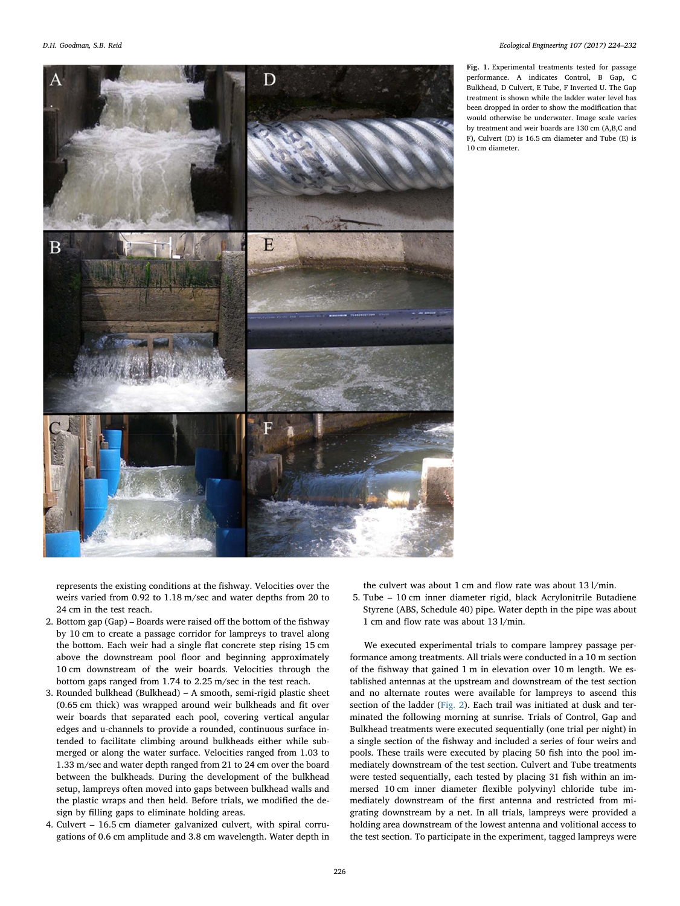**Fig. 1.** Experimental treatments tested for passage performance. A indicates Control, B Gap, C Bulkhead, D Culvert, E Tube, F Inverted U. The Gap treatment is shown while the ladder water level has been dropped in order to show the modification that would otherwise be underwater. Image scale varies by treatment and weir boards are 130 cm (A,B,C and F), Culvert (D) is 16.5 cm diameter and Tube (E) is 10 cm diameter.

represents the existing conditions at the fishway. Velocities over the weirs varied from 0.92 to 1.18 m/sec and water depths from 20 to 24 cm in the test reach.

2. Bottom gap (Gap) – Boards were raised off the bottom of the fishway by 10 cm to create a passage corridor for lampreys to travel along the bottom. Each weir had a single flat concrete step rising 15 cm above the downstream pool floor and beginning approximately 10 cm downstream of the weir boards. Velocities through the bottom gaps ranged from 1.74 to 2.25 m/sec in the test reach.
3. Rounded bulkhead (Bulkhead) – A smooth, semi-rigid plastic sheet (0.65 cm thick) was wrapped around weir bulkheads and fit over weir boards that separated each pool, covering vertical angular edges and u-channels to provide a rounded, continuous surface intended to facilitate climbing around bulkheads either while submerged or along the water surface. Velocities ranged from 1.03 to 1.33 m/sec and water depth ranged from 21 to 24 cm over the board between the bulkheads. During the development of the bulkhead setup, lampreys often moved into gaps between bulkhead walls and the plastic wraps and then held. Before trials, we modified the design by filling gaps to eliminate holding areas.
4. Culvert – 16.5 cm diameter galvanized culvert, with spiral corrugations of 0.6 cm amplitude and 3.8 cm wavelength. Water depth in the culvert was about 1 cm and flow rate was about 13 l/min.
5. Tube – 10 cm inner diameter rigid, black Acrylonitrile Butadiene Styrene (ABS, Schedule 40) pipe. Water depth in the pipe was about 1 cm and flow rate was about 13 l/min.

We executed experimental trials to compare lamprey passage performance among treatments. All trials were conducted in a 10 m section of the fishway that gained 1 m in elevation over 10 m length. We established antennas at the upstream and downstream of the test section and no alternate routes were available for lampreys to ascend this section of the ladder (Fig. 2). Each trail was initiated at dusk and terminated the following morning at sunrise. Trials of Control, Gap and Bulkhead treatments were executed sequentially (one trial per night) in a single section of the fishway and included a series of four weirs and pools. These trails were executed by placing 50 fish into the pool immediately downstream of the test section. Culvert and Tube treatments were tested sequentially, each tested by placing 31 fish within an immersed 10 cm inner diameter flexible polyvinyl chloride tube immediately downstream of the first antenna and restricted from migrating downstream by a net. In all trials, lampreys were provided a holding area downstream of the lowest antenna and volitional access to the test section. To participate in the experiment, tagged lampreys were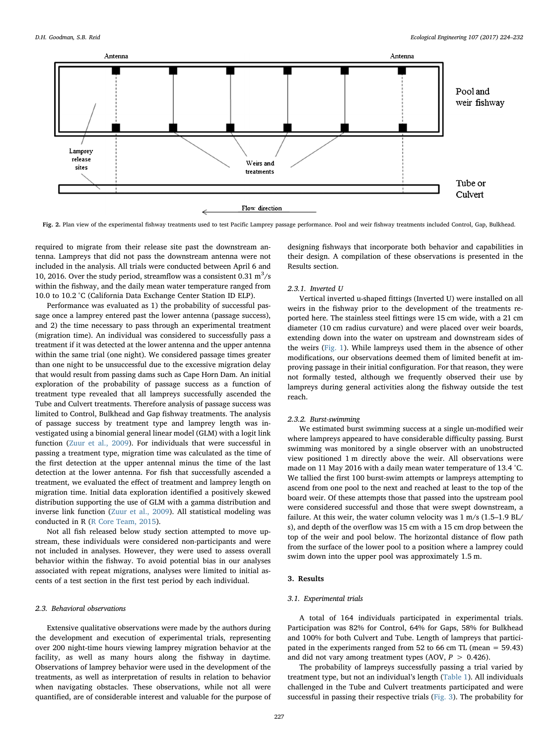Fig. 2. Plan view of the experimental fishway treatments used to test Pacific Lamprey passage performance. Pool and weir fishway treatments included Control, Gap, Bulkhead.

required to migrate from their release site past the downstream antenna. Lampreys that did not pass the downstream antenna were not included in the analysis. All trials were conducted between April 6 and 10, 2016. Over the study period, streamflow was a consistent 0.31 $m^3/s$ within the fishway, and the daily mean water temperature ranged from 10.0 to 10.2 °C (California Data Exchange Center Station ID ELP).

Performance was evaluated as 1) the probability of successful passage once a lamprey entered past the lower antenna (passage success), and 2) the time necessary to pass through an experimental treatment (migration time). An individual was considered to successfully pass a treatment if it was detected at the lower antenna and the upper antenna within the same trial (one night). We considered passage times greater than one night to be unsuccessful due to the excessive migration delay that would result from passing dams such as Cape Horn Dam. An initial exploration of the probability of passage success as a function of treatment type revealed that all lampreys successfully ascended the Tube and Culvert treatments. Therefore analysis of passage success was limited to Control, Bulkhead and Gap fishway treatments. The analysis of passage success by treatment type and lamprey length was investigated using a binomial general linear model (GLM) with a logit link function (Zuur et al., 2009). For individuals that were successful in passing a treatment type, migration time was calculated as the time of the first detection at the upper antennal minus the time of the last detection at the lower antenna. For fish that successfully ascended a treatment, we evaluated the effect of treatment and lamprey length on migration time. Initial data exploration identified a positively skewed distribution supporting the use of GLM with a gamma distribution and inverse link function (Zuur et al., 2009). All statistical modeling was conducted in R (R Core Team, 2015).

Not all fish released below study section attempted to move upstream, these individuals were considered non-participants and were not included in analyses. However, they were used to assess overall behavior within the fishway. To avoid potential bias in our analyses associated with repeat migrations, analyses were limited to initial ascents of a test section in the first test period by each individual.

### 2.3. Behavioral observations

Extensive qualitative observations were made by the authors during the development and execution of experimental trials, representing over 200 night-time hours viewing lamprey migration behavior at the facility, as well as many hours along the fishway in daytime. Observations of lamprey behavior were used in the development of the treatments, as well as interpretation of results in relation to behavior when navigating obstacles. These observations, while not all were quantified, are of considerable interest and valuable for the purpose of designing fishways that incorporate both behavior and capabilities in their design. A compilation of these observations is presented in the Results section.

#### 2.3.1. Inverted U

Vertical inverted u-shaped fittings (Inverted U) were installed on all weirs in the fishway prior to the development of the treatments reported here. The stainless steel fittings were 15 cm wide, with a 21 cm diameter (10 cm radius curvature) and were placed over weir boards, extending down into the water on upstream and downstream sides of the weirs (Fig. 1). While lampreys used them in the absence of other modifications, our observations deemed them of limited benefit at improving passage in their initial configuration. For that reason, they were not formally tested, although we frequently observed their use by lampreys during general activities along the fishway outside the test reach.

#### 2.3.2. Burst-swimming

We estimated burst swimming success at a single un-modified weir where lampreys appeared to have considerable difficulty passing. Burst swimming was monitored by a single observer with an unobstructed view positioned 1 m directly above the weir. All observations were made on 11 May 2016 with a daily mean water temperature of 13.4 °C. We tallied the first 100 burst-swim attempts or lampreys attempting to ascend from one pool to the next and reached at least to the top of the board weir. Of these attempts those that passed into the upstream pool were considered successful and those that were swept downstream, a failure. At this weir, the water column velocity was 1 m/s (1.5–1.9 BL/s), and depth of the overflow was 15 cm with a 15 cm drop between the top of the weir and pool below. The horizontal distance of flow path from the surface of the lower pool to a position where a lamprey could swim down into the upper pool was approximately 1.5 m.

## 3. Results

### 3.1. Experimental trials

A total of 164 individuals participated in experimental trials. Participation was 82% for Control, 64% for Gaps, 58% for Bulkhead and 100% for both Culvert and Tube. Length of lampreys that participated in the experiments ranged from 52 to 66 cm TL (mean = 59.43) and did not vary among treatment types (AOV, $P > 0.426$).

The probability of lampreys successfully passing a trial varied by treatment type, but not an individual's length (Table 1). All individuals challenged in the Tube and Culvert treatments participated and were successful in passing their respective trials (Fig. 3). The probability for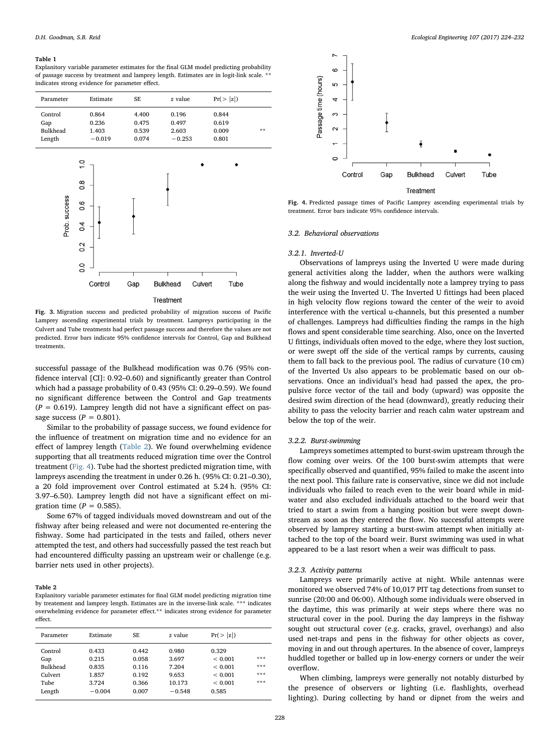**Table 1**
Explanatory variable parameter estimates for the final GLM model predicting probability of passage success by treatment and lamprey length. Estimates are in logit-link scale. ** indicates strong evidence for parameter effect.

| Parameter | Estimate | SE | z value | Pr(> \|z\|) | |
|---|---|---|---|---|---|
| Control | 0.864 | 4.400 | 0.196 | 0.844 | |
| Gap | 0.236 | 0.475 | 0.497 | 0.619 | |
| Bulkhead | 1.403 | 0.539 | 2.603 | 0.009 | ** |
| Length | −0.019 | 0.074 | −0.253 | 0.801 | |

**Fig. 3.** Migration success and predicted probability of migration success of Pacific Lamprey ascending experimental trials by treatment. Lampreys participating in the Culvert and Tube treatments had perfect passage success and therefore the values are not predicted. Error bars indicate 95% confidence intervals for Control, Gap and Bulkhead treatments.

successful passage of the Bulkhead modification was 0.76 (95% confidence interval [CI]: 0.92–0.60) and significantly greater than Control which had a passage probability of 0.43 (95% CI: 0.29–0.59). We found no significant difference between the Control and Gap treatments ($P = 0.619$). Lamprey length did not have a significant effect on passage success ($P = 0.801$).

Similar to the probability of passage success, we found evidence for the influence of treatment on migration time and no evidence for an effect of lamprey length (Table 2). We found overwhelming evidence supporting that all treatments reduced migration time over the Control treatment (Fig. 4). Tube had the shortest predicted migration time, with lampreys ascending the treatment in under 0.26 h. (95% CI: 0.21–0.30), a 20 fold improvement over Control estimated at 5.24 h. (95% CI: 3.97–6.50). Lamprey length did not have a significant effect on migration time ($P = 0.585$).

Some 67% of tagged individuals moved downstream and out of the fishway after being released and were not documented re-entering the fishway. Some had participated in the tests and failed, others never attempted the test, and others had successfully passed the test reach but had encountered difficulty passing an upstream weir or challenge (e.g. barrier nets used in other projects).

**Table 2**
Explanatory variable parameter estimates for final GLM model predicting migration time by treatement and lamprey length. Estimates are in the inverse-link scale. *** indicates overwhelming evidence for parameter effect.** indicates strong evidence for parameter effect.

| Parameter | Estimate | SE | z value | Pr(> \|z\|) | |
|---|---|---|---|---|---|
| Control | 0.433 | 0.442 | 0.980 | 0.329 | |
| Gap | 0.215 | 0.058 | 3.697 | < 0.001 | *** |
| Bulkhead | 0.835 | 0.116 | 7.204 | < 0.001 | *** |
| Culvert | 1.857 | 0.192 | 9.653 | < 0.001 | *** |
| Tube | 3.724 | 0.366 | 10.173 | < 0.001 | *** |
| Length | −0.004 | 0.007 | −0.548 | 0.585 | |

**Fig. 4.** Predicted passage times of Pacific Lamprey ascending experimental trials by treatment. Error bars indicate 95% confidence intervals.

### 3.2. Behavioral observations

#### 3.2.1. Inverted-U

Observations of lampreys using the Inverted U were made during general activities along the ladder, when the authors were walking along the fishway and would incidentally note a lamprey trying to pass the weir using the Inverted U. The Inverted U fittings had been placed in high velocity flow regions toward the center of the weir to avoid interference with the vertical u-channels, but this presented a number of challenges. Lampreys had difficulties finding the ramps in the high flows and spent considerable time searching. Also, once on the Inverted U fittings, individuals often moved to the edge, where they lost suction, or were swept off the side of the vertical ramps by currents, causing them to fall back to the previous pool. The radius of curvature (10 cm) of the Inverted Us also appears to be problematic based on our observations. Once an individual's head had passed the apex, the propulsive force vector of the tail and body (upward) was opposite the desired swim direction of the head (downward), greatly reducing their ability to pass the velocity barrier and reach calm water upstream and below the top of the weir.

#### 3.2.2. Burst-swimming

Lampreys sometimes attempted to burst-swim upstream through the flow coming over weirs. Of the 100 burst-swim attempts that were specifically observed and quantified, 95% failed to make the ascent into the next pool. This failure rate is conservative, since we did not include individuals who failed to reach even to the weir board while in mid-water and also excluded individuals attached to the board weir that tried to start a swim from a hanging position but were swept downstream as soon as they entered the flow. No successful attempts were observed by lamprey starting a burst-swim attempt when initially attached to the top of the board weir. Burst swimming was used in what appeared to be a last resort when a weir was difficult to pass.

#### 3.2.3. Activity patterns

Lampreys were primarily active at night. While antennas were monitored we observed 74% of 10,017 PIT tag detections from sunset to sunrise (20:00 and 06:00). Although some individuals were observed in the daytime, this was primarily at weir steps where there was no structural cover in the pool. During the day lampreys in the fishway sought out structural cover (e.g. cracks, gravel, overhangs) and also used net-traps and pens in the fishway for other objects as cover, moving in and out through apertures. In the absence of cover, lampreys huddled together or balled up in low-energy corners or under the weir overflow.

When climbing, lampreys were generally not notably disturbed by the presence of observers or lighting (i.e. flashlights, overhead lighting). During collecting by hand or dipnet from the weirs and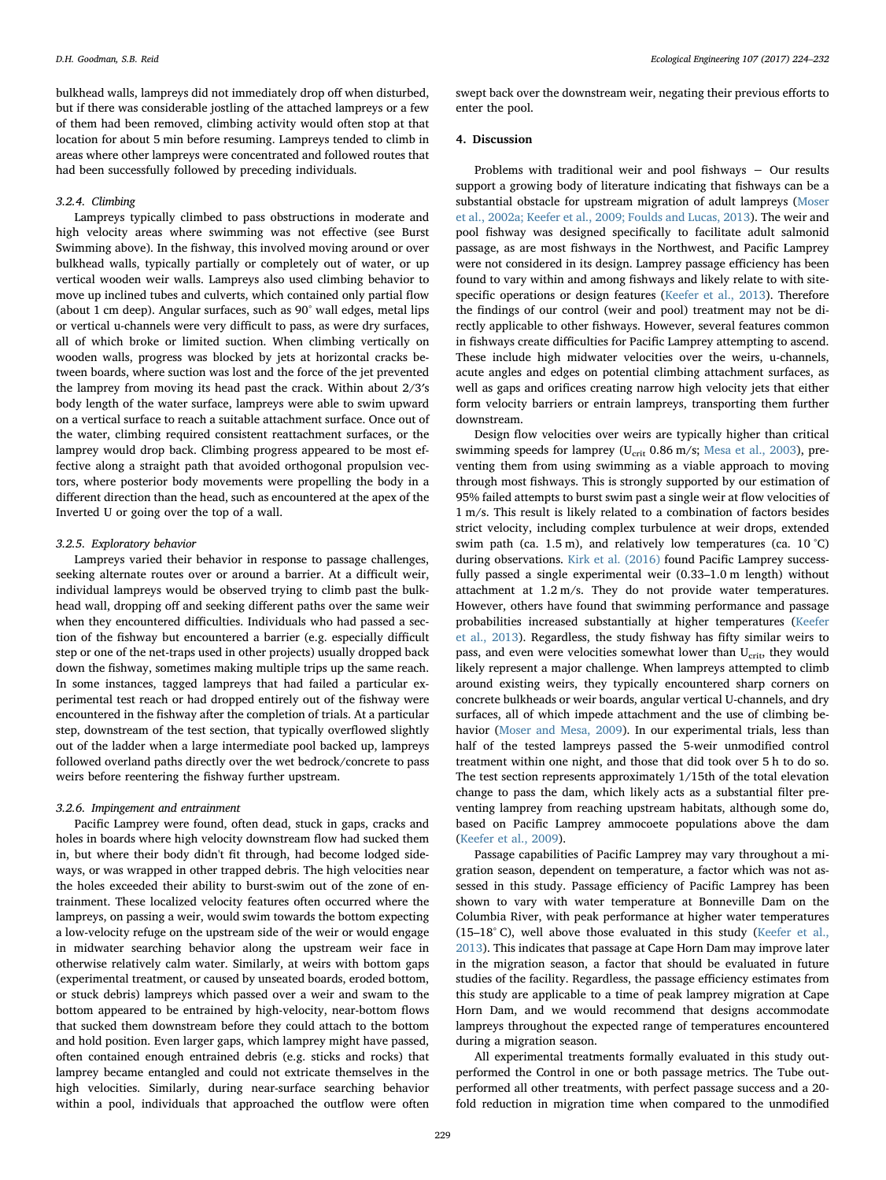bulkhead walls, lampreys did not immediately drop off when disturbed, but if there was considerable jostling of the attached lampreys or a few of them had been removed, climbing activity would often stop at that location for about 5 min before resuming. Lampreys tended to climb in areas where other lampreys were concentrated and followed routes that had been successfully followed by preceding individuals.

#### 3.2.4. Climbing

Lampreys typically climbed to pass obstructions in moderate and high velocity areas where swimming was not effective (see Burst Swimming above). In the fishway, this involved moving around or over bulkhead walls, typically partially or completely out of water, or up vertical wooden weir walls. Lampreys also used climbing behavior to move up inclined tubes and culverts, which contained only partial flow (about 1 cm deep). Angular surfaces, such as 90° wall edges, metal lips or vertical u-channels were very difficult to pass, as were dry surfaces, all of which broke or limited suction. When climbing vertically on wooden walls, progress was blocked by jets at horizontal cracks between boards, where suction was lost and the force of the jet prevented the lamprey from moving its head past the crack. Within about 2/3′s body length of the water surface, lampreys were able to swim upward on a vertical surface to reach a suitable attachment surface. Once out of the water, climbing required consistent reattachment surfaces, or the lamprey would drop back. Climbing progress appeared to be most effective along a straight path that avoided orthogonal propulsion vectors, where posterior body movements were propelling the body in a different direction than the head, such as encountered at the apex of the Inverted U or going over the top of a wall.

#### 3.2.5. Exploratory behavior

Lampreys varied their behavior in response to passage challenges, seeking alternate routes over or around a barrier. At a difficult weir, individual lampreys would be observed trying to climb past the bulkhead wall, dropping off and seeking different paths over the same weir when they encountered difficulties. Individuals who had passed a section of the fishway but encountered a barrier (e.g. especially difficult step or one of the net-traps used in other projects) usually dropped back down the fishway, sometimes making multiple trips up the same reach. In some instances, tagged lampreys that had failed a particular experimental test reach or had dropped entirely out of the fishway were encountered in the fishway after the completion of trials. At a particular step, downstream of the test section, that typically overflowed slightly out of the ladder when a large intermediate pool backed up, lampreys followed overland paths directly over the wet bedrock/concrete to pass weirs before reentering the fishway further upstream.

#### 3.2.6. Impingement and entrainment

Pacific Lamprey were found, often dead, stuck in gaps, cracks and holes in boards where high velocity downstream flow had sucked them in, but where their body didn't fit through, had become lodged sideways, or was wrapped in other trapped debris. The high velocities near the holes exceeded their ability to burst-swim out of the zone of entrainment. These localized velocity features often occurred where the lampreys, on passing a weir, would swim towards the bottom expecting a low-velocity refuge on the upstream side of the weir or would engage in midwater searching behavior along the upstream weir face in otherwise relatively calm water. Similarly, at weirs with bottom gaps (experimental treatment, or caused by unseated boards, eroded bottom, or stuck debris) lampreys which passed over a weir and swam to the bottom appeared to be entrained by high-velocity, near-bottom flows that sucked them downstream before they could attach to the bottom and hold position. Even larger gaps, which lamprey might have passed, often contained enough entrained debris (e.g. sticks and rocks) that lamprey became entangled and could not extricate themselves in the high velocities. Similarly, during near-surface searching behavior within a pool, individuals that approached the outflow were often swept back over the downstream weir, negating their previous efforts to enter the pool.

## 4. Discussion

Problems with traditional weir and pool fishways − Our results support a growing body of literature indicating that fishways can be a substantial obstacle for upstream migration of adult lampreys (Moser et al., 2002a; Keefer et al., 2009; Foulds and Lucas, 2013). The weir and pool fishway was designed specifically to facilitate adult salmonid passage, as are most fishways in the Northwest, and Pacific Lamprey were not considered in its design. Lamprey passage efficiency has been found to vary within and among fishways and likely relate to with site-specific operations or design features (Keefer et al., 2013). Therefore the findings of our control (weir and pool) treatment may not be directly applicable to other fishways. However, several features common in fishways create difficulties for Pacific Lamprey attempting to ascend. These include high midwater velocities over the weirs, u-channels, acute angles and edges on potential climbing attachment surfaces, as well as gaps and orifices creating narrow high velocity jets that either form velocity barriers or entrain lampreys, transporting them further downstream.

Design flow velocities over weirs are typically higher than critical swimming speeds for lamprey ($U_{crit}$ 0.86 m/s; Mesa et al., 2003), preventing them from using swimming as a viable approach to moving through most fishways. This is strongly supported by our estimation of 95% failed attempts to burst swim past a single weir at flow velocities of 1 m/s. This result is likely related to a combination of factors besides strict velocity, including complex turbulence at weir drops, extended swim path (ca. 1.5 m), and relatively low temperatures (ca. 10 °C) during observations. Kirk et al. (2016) found Pacific Lamprey successfully passed a single experimental weir (0.33–1.0 m length) without attachment at 1.2 m/s. They do not provide water temperatures. However, others have found that swimming performance and passage probabilities increased substantially at higher temperatures (Keefer et al., 2013). Regardless, the study fishway has fifty similar weirs to pass, and even were velocities somewhat lower than $U_{crit}$, they would likely represent a major challenge. When lampreys attempted to climb around existing weirs, they typically encountered sharp corners on concrete bulkheads or weir boards, angular vertical U-channels, and dry surfaces, all of which impede attachment and the use of climbing behavior (Moser and Mesa, 2009). In our experimental trials, less than half of the tested lampreys passed the 5-weir unmodified control treatment within one night, and those that did took over 5 h to do so. The test section represents approximately 1/15th of the total elevation change to pass the dam, which likely acts as a substantial filter preventing lamprey from reaching upstream habitats, although some do, based on Pacific Lamprey ammocoete populations above the dam (Keefer et al., 2009).

Passage capabilities of Pacific Lamprey may vary throughout a migration season, dependent on temperature, a factor which was not assessed in this study. Passage efficiency of Pacific Lamprey has been shown to vary with water temperature at Bonneville Dam on the Columbia River, with peak performance at higher water temperatures (15–18° C), well above those evaluated in this study (Keefer et al., 2013). This indicates that passage at Cape Horn Dam may improve later in the migration season, a factor that should be evaluated in future studies of the facility. Regardless, the passage efficiency estimates from this study are applicable to a time of peak lamprey migration at Cape Horn Dam, and we would recommend that designs accommodate lampreys throughout the expected range of temperatures encountered during a migration season.

All experimental treatments formally evaluated in this study outperformed the Control in one or both passage metrics. The Tube outperformed all other treatments, with perfect passage success and a 20-fold reduction in migration time when compared to the unmodified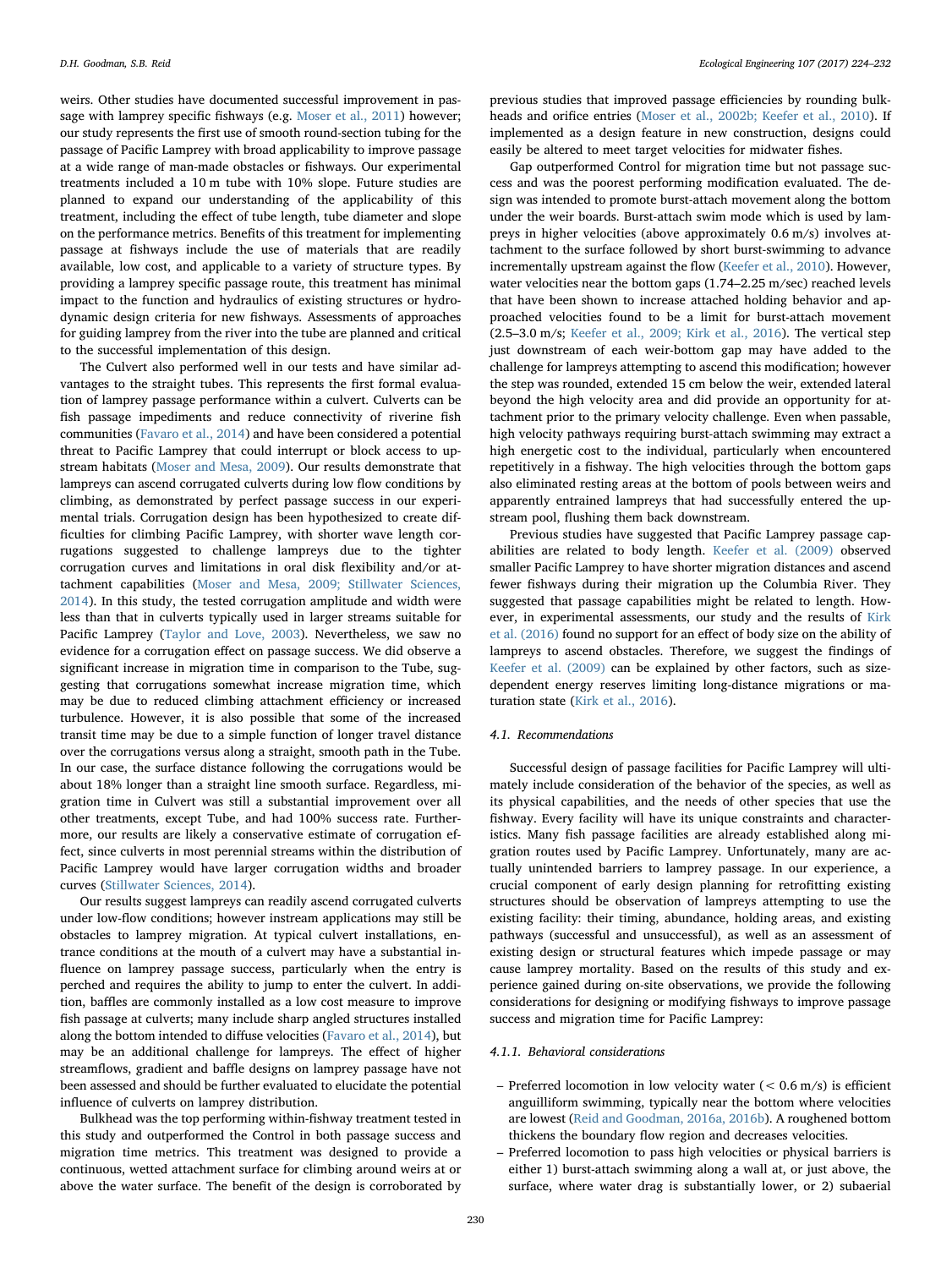weirs. Other studies have documented successful improvement in passage with lamprey specific fishways (e.g. Moser et al., 2011) however; our study represents the first use of smooth round-section tubing for the passage of Pacific Lamprey with broad applicability to improve passage at a wide range of man-made obstacles or fishways. Our experimental treatments included a 10 m tube with 10% slope. Future studies are planned to expand our understanding of the applicability of this treatment, including the effect of tube length, tube diameter and slope on the performance metrics. Benefits of this treatment for implementing passage at fishways include the use of materials that are readily available, low cost, and applicable to a variety of structure types. By providing a lamprey specific passage route, this treatment has minimal impact to the function and hydraulics of existing structures or hydrodynamic design criteria for new fishways. Assessments of approaches for guiding lamprey from the river into the tube are planned and critical to the successful implementation of this design.

The Culvert also performed well in our tests and have similar advantages to the straight tubes. This represents the first formal evaluation of lamprey passage performance within a culvert. Culverts can be fish passage impediments and reduce connectivity of riverine fish communities (Favaro et al., 2014) and have been considered a potential threat to Pacific Lamprey that could interrupt or block access to upstream habitats (Moser and Mesa, 2009). Our results demonstrate that lampreys can ascend corrugated culverts during low flow conditions by climbing, as demonstrated by perfect passage success in our experimental trials. Corrugation design has been hypothesized to create difficulties for climbing Pacific Lamprey, with shorter wave length corrugations suggested to challenge lampreys due to the tighter corrugation curves and limitations in oral disk flexibility and/or attachment capabilities (Moser and Mesa, 2009; Stillwater Sciences, 2014). In this study, the tested corrugation amplitude and width were less than that in culverts typically used in larger streams suitable for Pacific Lamprey (Taylor and Love, 2003). Nevertheless, we saw no evidence for a corrugation effect on passage success. We did observe a significant increase in migration time in comparison to the Tube, suggesting that corrugations somewhat increase migration time, which may be due to reduced climbing attachment efficiency or increased turbulence. However, it is also possible that some of the increased transit time may be due to a simple function of longer travel distance over the corrugations versus along a straight, smooth path in the Tube. In our case, the surface distance following the corrugations would be about 18% longer than a straight line smooth surface. Regardless, migration time in Culvert was still a substantial improvement over all other treatments, except Tube, and had 100% success rate. Furthermore, our results are likely a conservative estimate of corrugation effect, since culverts in most perennial streams within the distribution of Pacific Lamprey would have larger corrugation widths and broader curves (Stillwater Sciences, 2014).

Our results suggest lampreys can readily ascend corrugated culverts under low-flow conditions; however instream applications may still be obstacles to lamprey migration. At typical culvert installations, entrance conditions at the mouth of a culvert may have a substantial influence on lamprey passage success, particularly when the entry is perched and requires the ability to jump to enter the culvert. In addition, baffles are commonly installed as a low cost measure to improve fish passage at culverts; many include sharp angled structures installed along the bottom intended to diffuse velocities (Favaro et al., 2014), but may be an additional challenge for lampreys. The effect of higher streamflows, gradient and baffle designs on lamprey passage have not been assessed and should be further evaluated to elucidate the potential influence of culverts on lamprey distribution.

Bulkhead was the top performing within-fishway treatment tested in this study and outperformed the Control in both passage success and migration time metrics. This treatment was designed to provide a continuous, wetted attachment surface for climbing around weirs at or above the water surface. The benefit of the design is corroborated by previous studies that improved passage efficiencies by rounding bulkheads and orifice entries (Moser et al., 2002b; Keefer et al., 2010). If implemented as a design feature in new construction, designs could easily be altered to meet target velocities for midwater fishes.

Gap outperformed Control for migration time but not passage success and was the poorest performing modification evaluated. The design was intended to promote burst-attach movement along the bottom under the weir boards. Burst-attach swim mode which is used by lampreys in higher velocities (above approximately 0.6 m/s) involves attachment to the surface followed by short burst-swimming to advance incrementally upstream against the flow (Keefer et al., 2010). However, water velocities near the bottom gaps (1.74–2.25 m/sec) reached levels that have been shown to increase attached holding behavior and approached velocities found to be a limit for burst-attach movement (2.5–3.0 m/s; Keefer et al., 2009; Kirk et al., 2016). The vertical step just downstream of each weir-bottom gap may have added to the challenge for lampreys attempting to ascend this modification; however the step was rounded, extended 15 cm below the weir, extended lateral beyond the high velocity area and did provide an opportunity for attachment prior to the primary velocity challenge. Even when passable, high velocity pathways requiring burst-attach swimming may extract a high energetic cost to the individual, particularly when encountered repetitively in a fishway. The high velocities through the bottom gaps also eliminated resting areas at the bottom of pools between weirs and apparently entrained lampreys that had successfully entered the upstream pool, flushing them back downstream.

Previous studies have suggested that Pacific Lamprey passage capabilities are related to body length. Keefer et al. (2009) observed smaller Pacific Lamprey to have shorter migration distances and ascend fewer fishways during their migration up the Columbia River. They suggested that passage capabilities might be related to length. However, in experimental assessments, our study and the results of Kirk et al. (2016) found no support for an effect of body size on the ability of lampreys to ascend obstacles. Therefore, we suggest the findings of Keefer et al. (2009) can be explained by other factors, such as size-dependent energy reserves limiting long-distance migrations or maturation state (Kirk et al., 2016).

### 4.1. Recommendations

Successful design of passage facilities for Pacific Lamprey will ultimately include consideration of the behavior of the species, as well as its physical capabilities, and the needs of other species that use the fishway. Every facility will have its unique constraints and characteristics. Many fish passage facilities are already established along migration routes used by Pacific Lamprey. Unfortunately, many are actually unintended barriers to lamprey passage. In our experience, a crucial component of early design planning for retrofitting existing structures should be observation of lampreys attempting to use the existing facility: their timing, abundance, holding areas, and existing pathways (successful and unsuccessful), as well as an assessment of existing design or structural features which impede passage or may cause lamprey mortality. Based on the results of this study and experience gained during on-site observations, we provide the following considerations for designing or modifying fishways to improve passage success and migration time for Pacific Lamprey:

#### 4.1.1. Behavioral considerations

- Preferred locomotion in low velocity water (< 0.6 m/s) is efficient anguilliform swimming, typically near the bottom where velocities are lowest (Reid and Goodman, 2016a, 2016b). A roughened bottom thickens the boundary flow region and decreases velocities.
- Preferred locomotion to pass high velocities or physical barriers is either 1) burst-attach swimming along a wall at, or just above, the surface, where water drag is substantially lower, or 2) subaerial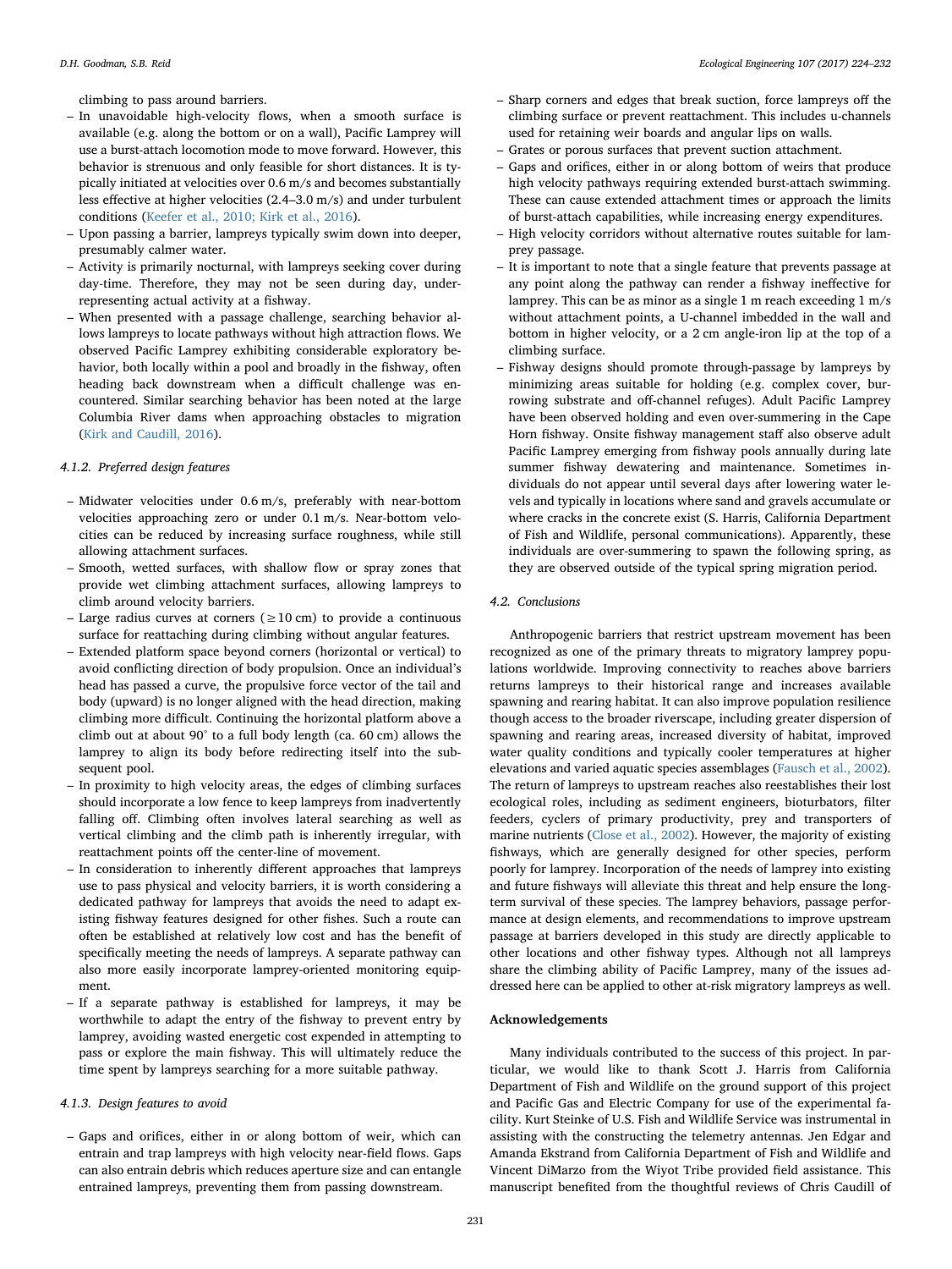climbing to pass around barriers.

- In unavoidable high-velocity flows, when a smooth surface is available (e.g. along the bottom or on a wall), Pacific Lamprey will use a burst-attach locomotion mode to move forward. However, this behavior is strenuous and only feasible for short distances. It is typically initiated at velocities over 0.6 m/s and becomes substantially less effective at higher velocities (2.4–3.0 m/s) and under turbulent conditions (Keefer et al., 2010; Kirk et al., 2016).
- Upon passing a barrier, lampreys typically swim down into deeper, presumably calmer water.
- Activity is primarily nocturnal, with lampreys seeking cover during day-time. Therefore, they may not be seen during day, under-representing actual activity at a fishway.
- When presented with a passage challenge, searching behavior allows lampreys to locate pathways without high attraction flows. We observed Pacific Lamprey exhibiting considerable exploratory behavior, both locally within a pool and broadly in the fishway, often heading back downstream when a difficult challenge was encountered. Similar searching behavior has been noted at the large Columbia River dams when approaching obstacles to migration (Kirk and Caudill, 2016).

### 4.1.2. Preferred design features

- Midwater velocities under 0.6 m/s, preferably with near-bottom velocities approaching zero or under 0.1 m/s. Near-bottom velocities can be reduced by increasing surface roughness, while still allowing attachment surfaces.
- Smooth, wetted surfaces, with shallow flow or spray zones that provide wet climbing attachment surfaces, allowing lampreys to climb around velocity barriers.
- Large radius curves at corners (≥10 cm) to provide a continuous surface for reattaching during climbing without angular features.
- Extended platform space beyond corners (horizontal or vertical) to avoid conflicting direction of body propulsion. Once an individual's head has passed a curve, the propulsive force vector of the tail and body (upward) is no longer aligned with the head direction, making climbing more difficult. Continuing the horizontal platform above a climb out at about 90° to a full body length (ca. 60 cm) allows the lamprey to align its body before redirecting itself into the subsequent pool.
- In proximity to high velocity areas, the edges of climbing surfaces should incorporate a low fence to keep lampreys from inadvertently falling off. Climbing often involves lateral searching as well as vertical climbing and the climb path is inherently irregular, with reattachment points off the center-line of movement.
- In consideration to inherently different approaches that lampreys use to pass physical and velocity barriers, it is worth considering a dedicated pathway for lampreys that avoids the need to adapt existing fishway features designed for other fishes. Such a route can often be established at relatively low cost and has the benefit of specifically meeting the needs of lampreys. A separate pathway can also more easily incorporate lamprey-oriented monitoring equipment.
- If a separate pathway is established for lampreys, it may be worthwhile to adapt the entry of the fishway to prevent entry by lamprey, avoiding wasted energetic cost expended in attempting to pass or explore the main fishway. This will ultimately reduce the time spent by lampreys searching for a more suitable pathway.

### 4.1.3. Design features to avoid

- Gaps and orifices, either in or along bottom of weir, which can entrain and trap lampreys with high velocity near-field flows. Gaps can also entrain debris which reduces aperture size and can entangle entrained lampreys, preventing them from passing downstream.
- Sharp corners and edges that break suction, force lampreys off the climbing surface or prevent reattachment. This includes u-channels used for retaining weir boards and angular lips on walls.
- Grates or porous surfaces that prevent suction attachment.
- Gaps and orifices, either in or along bottom of weirs that produce high velocity pathways requiring extended burst-attach swimming. These can cause extended attachment times or approach the limits of burst-attach capabilities, while increasing energy expenditures.
- High velocity corridors without alternative routes suitable for lamprey passage.
- It is important to note that a single feature that prevents passage at any point along the pathway can render a fishway ineffective for lamprey. This can be as minor as a single 1 m reach exceeding 1 m/s without attachment points, a U-channel imbedded in the wall and bottom in higher velocity, or a 2 cm angle-iron lip at the top of a climbing surface.
- Fishway designs should promote through-passage by lampreys by minimizing areas suitable for holding (e.g. complex cover, burrowing substrate and off-channel refuges). Adult Pacific Lamprey have been observed holding and even over-summering in the Cape Horn fishway. Onsite fishway management staff also observe adult Pacific Lamprey emerging from fishway pools annually during late summer fishway dewatering and maintenance. Sometimes individuals do not appear until several days after lowering water levels and typically in locations where sand and gravels accumulate or where cracks in the concrete exist (S. Harris, California Department of Fish and Wildlife, personal communications). Apparently, these individuals are over-summering to spawn the following spring, as they are observed outside of the typical spring migration period.

## 4.2. Conclusions

Anthropogenic barriers that restrict upstream movement has been recognized as one of the primary threats to migratory lamprey populations worldwide. Improving connectivity to reaches above barriers returns lampreys to their historical range and increases available spawning and rearing habitat. It can also improve population resilience though access to the broader riverscape, including greater dispersion of spawning and rearing areas, increased diversity of habitat, improved water quality conditions and typically cooler temperatures at higher elevations and varied aquatic species assemblages (Fausch et al., 2002). The return of lampreys to upstream reaches also reestablishes their lost ecological roles, including as sediment engineers, bioturbators, filter feeders, cyclers of primary productivity, prey and transporters of marine nutrients (Close et al., 2002). However, the majority of existing fishways, which are generally designed for other species, perform poorly for lamprey. Incorporation of the needs of lamprey into existing and future fishways will alleviate this threat and help ensure the long-term survival of these species. The lamprey behaviors, passage performance at design elements, and recommendations to improve upstream passage at barriers developed in this study are directly applicable to other locations and other fishway types. Although not all lampreys share the climbing ability of Pacific Lamprey, many of the issues addressed here can be applied to other at-risk migratory lampreys as well.

## Acknowledgements

Many individuals contributed to the success of this project. In particular, we would like to thank Scott J. Harris from California Department of Fish and Wildlife on the ground support of this project and Pacific Gas and Electric Company for use of the experimental facility. Kurt Steinke of U.S. Fish and Wildlife Service was instrumental in assisting with the constructing the telemetry antennas. Jen Edgar and Amanda Ekstrand from California Department of Fish and Wildlife and Vincent DiMarzo from the Wiyot Tribe provided field assistance. This manuscript benefited from the thoughtful reviews of Chris Caudill of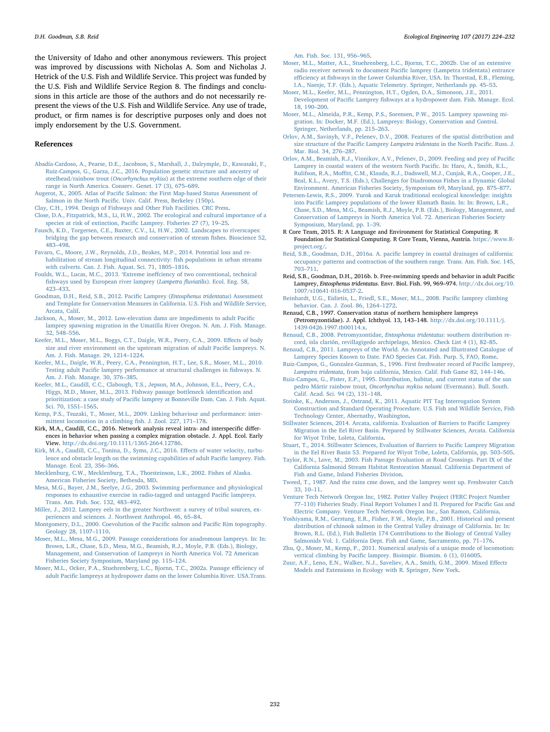the University of Idaho and other anonymous reviewers. This project was improved by discussions with Nicholas A. Som and Nicholas J. Hetrick of the U.S. Fish and Wildlife Service. This project was funded by the U.S. Fish and Wildlife Service Region 8. The findings and conclusions in this article are those of the authors and do not necessarily represent the views of the U.S. Fish and Wildlife Service. Any use of trade, product, or firm names is for descriptive purposes only and does not imply endorsement by the U.S. Government.

## References

Abadía-Cardoso, A., Pearse, D.E., Jacobson, S., Marshall, J., Dalrymple, D., Kawasaki, F., Ruiz-Campos, G., Garza, J.C., 2016. Population genetic structure and ancestry of steelhead/rainbow trout (*Oncorhynchus mykiss*) at the extreme southern edge of their range in North America. Conserv. Genet. 17 (3), 675–689.

Augerot, X., 2005. Atlas of Pacific Salmon: The First Map-based Status Assessment of Salmon in the North Pacific. Univ. Calif. Press, Berkeley (150p).

Clay, C.H., 1994. Design of Fishways and Other Fish Facilities. CRC Press.

Close, D.A., Fitzpatrick, M.S., Li, H.W., 2002. The ecological and cultural importance of a species at risk of extinction, Pacific Lamprey. Fisheries 27 (7), 19–25.

Fausch, K.D., Torgersen, C.E., Baxter, C.V., Li, H.W., 2002. Landscapes to riverscapes: bridging the gap between research and conservation of stream fishes. Bioscience 52, 483–498.

Favaro, C., Moore, J.W., Reynolds, J.D., Beakes, M.P., 2014. Potential loss and rehabilitation of stream longitudinal connectivity: fish populations in urban streams with culverts. Can. J. Fish. Aquat. Sci. 71, 1805–1816.

Foulds, W.L., Lucas, M.C., 2013. 'Extreme ineffciency of two conventional, technical fishways used by European river lamprey (*Lampetra fluviatilis*). Ecol. Eng. 58, 423–433.

Goodman, D.H., Reid, S.B., 2012. Pacific Lamprey (*Entosphenus tridentatus*) Assessment and Template for Conservation Measures in California. U.S. Fish and Wildlife Service, Arcata, Calif.

Jackson, A., Moser, M., 2012. Low-elevation dams are impediments to adult Pacific lamprey spawning migration in the Umatilla River Oregon. N. Am. J. Fish. Manage. 32, 548–556.

Keefer, M.L., Moser, M.L., Boggs, C.T., Daigle, W.R., Peery, C.A., 2009. Effects of body size and river environment on the upstream migration of adult Pacific lampreys. N. Am. J. Fish. Manage. 29, 1214–1224.

Keefer, M.L., Daigle, W.R., Peery, C.A., Pennington, H.T., Lee, S.R., Moser, M.L., 2010. Testing adult Pacific lamprey performance at structural challenges in fishways. N. Am. J. Fish. Manage. 30, 376–385.

Keefer, M.L., Caudill, C.C., Clabough, T.S., Jepson, M.A., Johnson, E.L., Peery, C.A., Higgs, M.D., Moser, M.L., 2013. Fishway passage bottleneck identification and prioritization: a case study of Pacific lamprey at Bonneville Dam. Can. J. Fish. Aquat. Sci. 70, 1551–1565.

Kemp, P.S., Tsuzaki, T., Moser, M.L., 2009. Linking behaviour and performance: intermittent locomotion in a climbing fish. J. Zool. 227, 171–178.

Kirk, M.A., Caudill, C.C., 2016. Network analysis reveal intra- and interspecific differences in behavior when passing a complex migration obstacle. J. Appl. Ecol. Early View. http://dx.doi.org/10.1111/1365-2664.12786.

Kirk, M.A., Caudill, C.C., Tonina, D., Syms, J.C., 2016. Effects of water velocity, turbulence and obstacle length on the swimming capabilities of adult Pacific lamprey. Fish. Manage. Ecol. 23, 356–366.

Mecklenburg, C.W., Mecklenburg, T.A., Thorsteinson, L.K., 2002. Fishes of Alaska. American Fisheries Society, Bethesda, MD.

Mesa, M.G., Bayer, J.M., Seelye, J.G., 2003. Swimming performance and physiological responses to exhaustive exercise in radio-tagged and untagged Pacific lampreys. Trans. Am. Fish. Soc. 132, 483–492.

Miller, J., 2012. Lamprey eels in the greater Northwest: a survey of tribal sources, experiences and sciences. J. Northwest Anthropol. 46, 65–84.

Montgomery, D.L., 2000. Coevolution of the Pacific salmon and Pacific Rim topography. Geology 28, 1107–1110.

Moser, M.L., Mesa, M.G., 2009. Passage considerations for anadromous lampreys. In: In: Brown, L.R., Chase, S.D., Mesa, M.G., Beamish, R.J., Moyle, P.B. (Eds.), Biology, Management, and Conservation of Lampreys in North America Vol. 72 American Fisheries Society Symposium, Maryland pp. 115–124.

Moser, M.L., Ocker, P.A., Stuehrenberg, L.C., Bjornn, T.C., 2002a. Passage efficiency of adult Pacific lampreys at hydropower dams on the lower Columbia River. USA.Trans. Am. Fish. Soc. 131, 956–965.

Moser, M.L., Matter, A.L., Stuehrenberg, L.C., Bjornn, T.C., 2002b. Use of an extensive radio receiver network to document Pacific lamprey (Lampetra tridentata) entrance efficiency at fishways in the Lower Columbia River, USA. In: Thorstad, E.B., Fleming, I.A., Naesje, T.F. (Eds.), Aquatic Telemetry. Springer, Netherlands pp. 45–53.

Moser, M.L., Keefer, M.L., Pennington, H.T., Ogden, D.A., Simonson, J.E., 2011. Development of Pacific Lamprey fishways at a hydropower dam. Fish. Manage. Ecol. 18, 190–200.

Moser, M.L., Almeida, P.R., Kemp, P.S., Sorensen, P.W., 2015. Lamprey spawning migration. In: Docker, M.F. (Ed.), Lampreys: Biology, Conservation and Control. Springer, Netherlands, pp. 215–263.

Orlov, A.M., Savinyh, V.F., Pelenev, D.V., 2008. Features of the spatial distribution and size structure of the Pacific Lamprey *Lampetra tridentata* in the North Pacific. Russ. J. Mar. Biol. 34, 276–287.

Orlov, A.M., Beamish, R.J., Vinnikov, A.V., Pelenev, D., 2009. Feeding and prey of Pacific Lamprey in coastal waters of the western North Pacific. In: Haro, A., Smith, K.L., Rulifson, R.A., Moffitt, C.M., Klauda, R.J., Dadswell, M.J., Cunjak, R.A., Cooper, J.E., Beal, K.L., Avery, T.S. (Eds.), Challenges for Diadromous Fishes in a Dynamic Global Environment. American Fisheries Society, Symposium 69, Maryland, pp. 875–877.

Petersen-Lewis, R.S., 2009. Yurok and Karuk traditional ecological knowledge: insights into Pacific Lamprey populations of the lower Klamath Basin. In: In: Brown, L.R., Chase, S.D., Mesa, M.G., Beamish, R.J., Moyle, P.B. (Eds.), Biology, Management, and Conservation of Lampreys in North America Vol. 72. American Fisheries Society Symposium, Maryland, pp. 1–39.

R Core Team, 2015. R: A Language and Environment for Statistical Computing. R Foundation for Statistical Computing. R Core Team, Vienna, Austria. https://www.R-project.org/.

Reid, S.B., Goodman, D.H., 2016a. A. pacific lamprey in coastal drainages of california: occupancy patterns and contraction of the southern range. Trans. Am. Fish. Soc. 145, 703–711.

Reid, S.B., Goodman, D.H., 2016b. b. Free-swimming speeds and behavior in adult Pacific Lamprey, *Entosphenus tridentatus*. Envr. Biol. Fish. 99, 969–974. http://dx.doi.org/10.1007/s10641-016-0537-2.

Reinhardt, U.G., Eidietis, L., Friedl, S.E., Moser, M.L., 2008. Pacific lamprey climbing behavior. Can. J. Zool. 86, 1264–1272.

Renaud, C.B., 1997. Conservation status of northern hemisphere lampreys (Petromyzontidae). J. Appl. Ichthyol. 13, 143–148. http://dx.doi.org/10.1111/j.1439-0426.1997.tb00114.x.

Renaud, C.B., 2008. Petromyzontidae, *Entosphenus tridentatus*: southern distribution record, isla clarión, revillagigedo archipelago, Mexico. Check List 4 (1), 82–85.

Renaud, C.B., 2011. Lampreys of the World. An Annotated and Illustrated Catalogue of Lamprey Species Known to Date. FAO Species Cat. Fish. Purp. 5, FAO, Rome.

Ruiz-Campos, G., Gonzalez-Guzman, S., 1996. First freshwater record of Pacific lamprey, *Lampetra tridentata*, from baja california, Mexico. Calif. Fish Game 82, 144–146.

Ruiz-Campos, G., Pister, E.P., 1995. Distribution, habitat, and current status of the san pedro Mártir rainbow trout, *Oncorhynchus mykiss nelsoni* (Evermann). Bull. South. Calif. Acad. Sci. 94 (2), 131–148.

Steinke, K., Anderson, J., Ostrand, K., 2011. Aquatic PIT Tag Interrogation System Construction and Standard Operating Procedure. U.S. Fish and Wildlife Service, Fish Technology Center, Abernathy, Washington.

Stillwater Sciences, 2014. Arcata, california. Evaluation of Barriers to Pacific Lamprey Migration in the Eel River Basin. Prepared by Stillwater Sciences, Arcata. California for Wiyot Tribe, Loleta, California.

Stuart, T., 2014. Stillwater Sciences, Evaluation of Barriers to Pacific Lamprey Migration in the Eel River Basin 53. Prepared for Wiyot Tribe, Loleta, California, pp. 503–505.

Taylor, R.N., Love, M., 2003. Fish Passage Evaluation at Road Crossings. Part IX of the California Salmonid Stream Habitat Restoration Manual. California Department of Fish and Game, Inland Fisheries Division.

Tweed, T., 1987. And the rains cme down, and the lamprey went up. Freshwater Catch 33, 10–11.

Venture Tech Network Oregon Inc, 1982. Potter Valley Project (FERC Project Number 77–110) Fisheries Study. Final Report Volumes I and II. Prepared for Pacific Gas and Electric Company. Venture Tech Network Oregon Inc., San Ramon, California.

Yoshiyama, R.M., Gerstung, E.R., Fisher, F.W., Moyle, P.B., 2001. Historical and present distribution of chinook salmon in the Central Valley drainage of California. In: In: Brown, R.L. (Ed.), Fish Bulletin 174 Contributions to the Biology of Central Valley Salmonids Vol. 1. California Dept. Fish and Game, Sacramento, pp. 71–176.

Zhu, Q., Moser, M., Kemp, P., 2011. Numerical analysis of a unique mode of locomotion: vertical climbing by Pacific lamprey. Bioinspir. Biomim. 6 (1), 016005.

Zuur, A.F., Leno, E.N., Walker, N.J., Saveliev, A.A., Smith, G.M., 2009. Mixed Effects Models and Extensions in Ecology with R. Springer, New York.